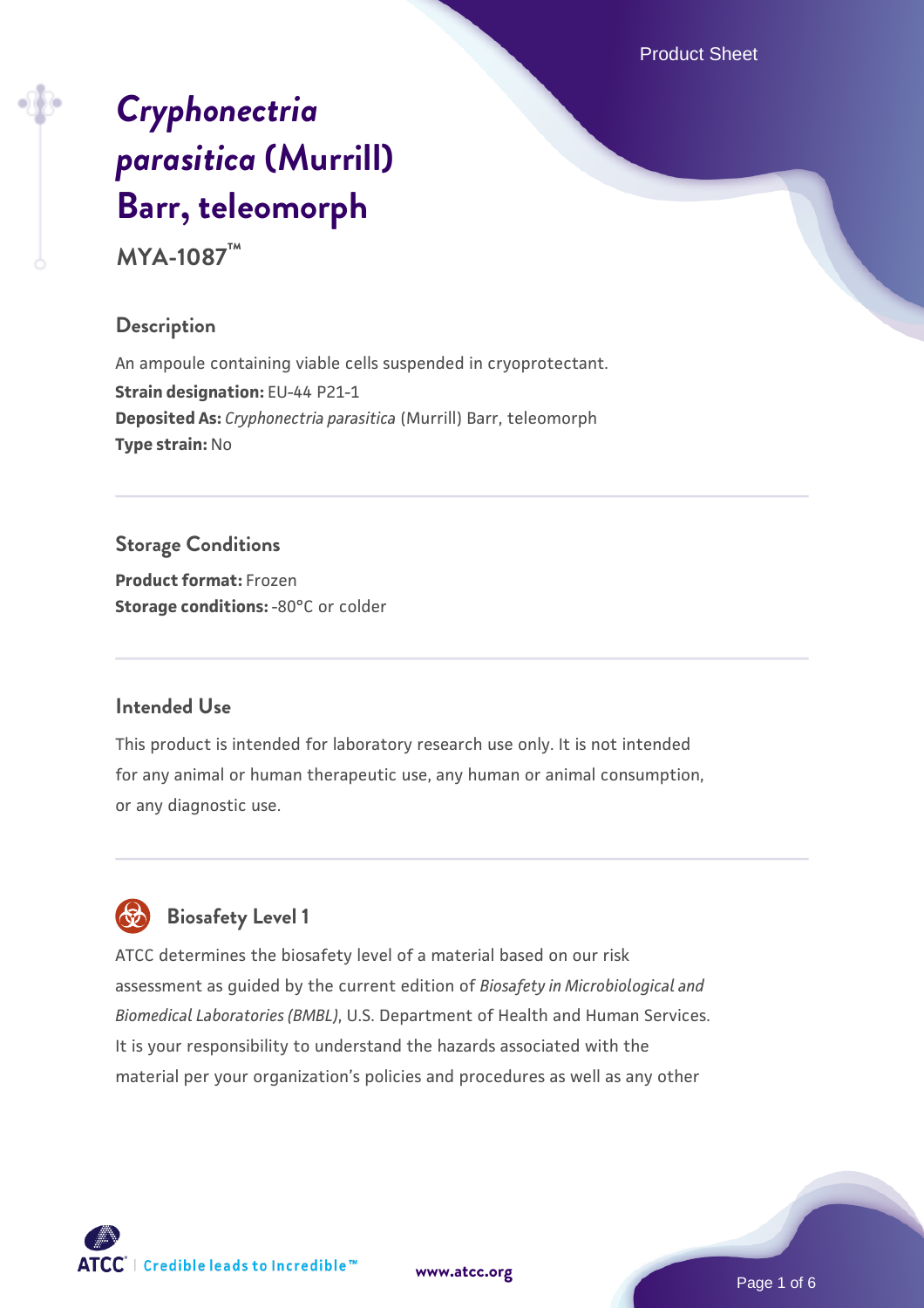# *Cryphonectria parasitica* (Murrill) Barr, teleomorph

**MYA-1087™**

## Description

An ampoule containing viable cells suspended in cryoprotectant.
**Strain designation:** EU-44 P21-1
**Deposited As:** *Cryphonectria parasitica* (Murrill) Barr, teleomorph
**Type strain:** No

## Storage Conditions

**Product format:** Frozen
**Storage conditions:** -80°C or colder

## Intended Use

This product is intended for laboratory research use only. It is not intended for any animal or human therapeutic use, any human or animal consumption, or any diagnostic use.

## Biosafety Level 1

ATCC determines the biosafety level of a material based on our risk assessment as guided by the current edition of *Biosafety in Microbiological and Biomedical Laboratories (BMBL)*, U.S. Department of Health and Human Services. It is your responsibility to understand the hazards associated with the material per your organization's policies and procedures as well as any other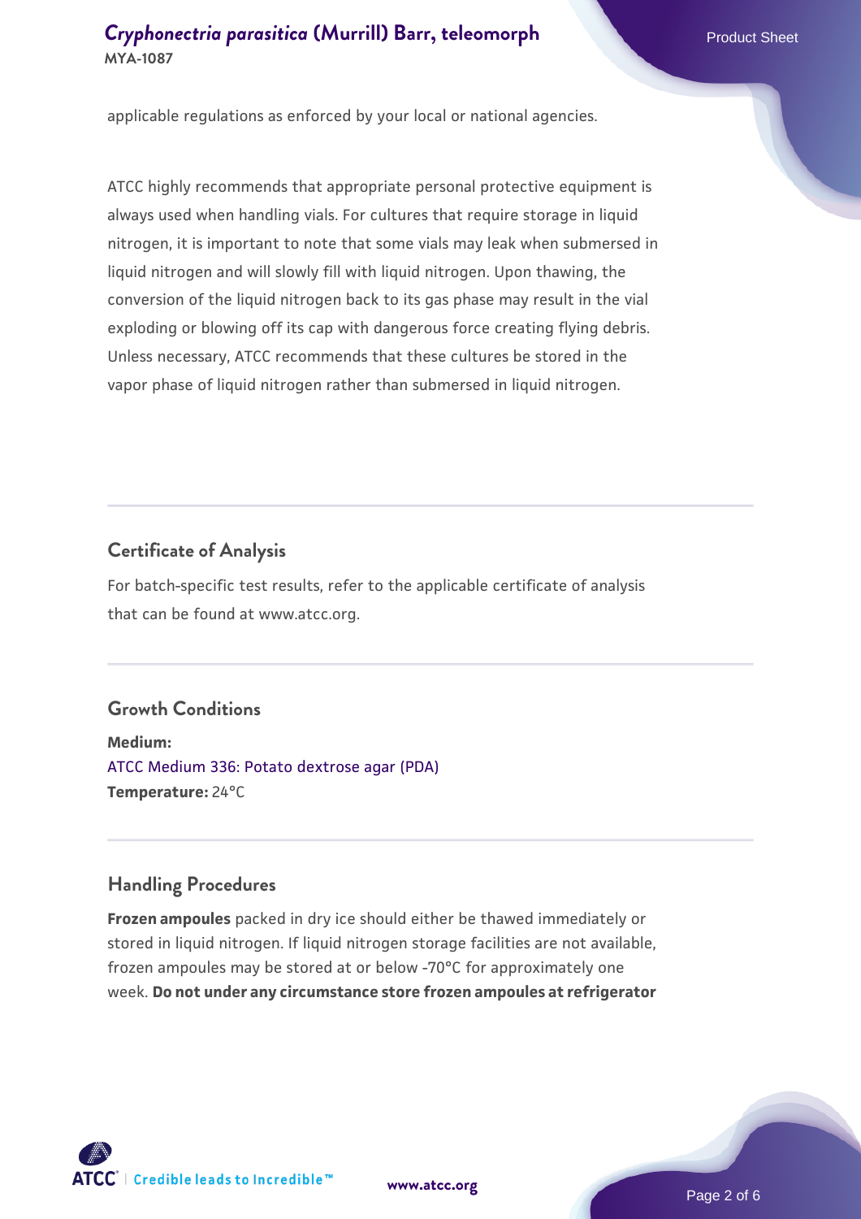applicable regulations as enforced by your local or national agencies.

ATCC highly recommends that appropriate personal protective equipment is always used when handling vials. For cultures that require storage in liquid nitrogen, it is important to note that some vials may leak when submersed in liquid nitrogen and will slowly fill with liquid nitrogen. Upon thawing, the conversion of the liquid nitrogen back to its gas phase may result in the vial exploding or blowing off its cap with dangerous force creating flying debris. Unless necessary, ATCC recommends that these cultures be stored in the vapor phase of liquid nitrogen rather than submersed in liquid nitrogen.

## Certificate of Analysis

For batch-specific test results, refer to the applicable certificate of analysis that can be found at www.atcc.org.

## Growth Conditions

**Medium:**
ATCC Medium 336: Potato dextrose agar (PDA)
**Temperature:** 24°C

## Handling Procedures

**Frozen ampoules** packed in dry ice should either be thawed immediately or stored in liquid nitrogen. If liquid nitrogen storage facilities are not available, frozen ampoules may be stored at or below -70°C for approximately one week. **Do not under any circumstance store frozen ampoules at refrigerator**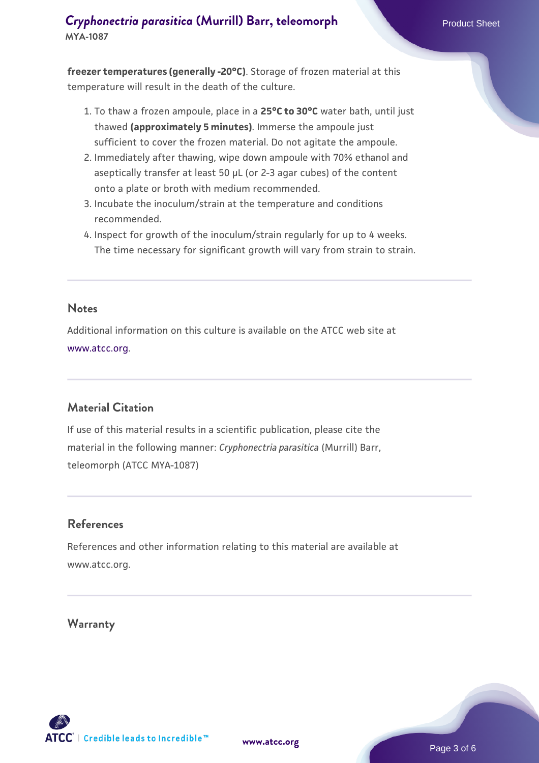**freezer temperatures (generally -20°C)**. Storage of frozen material at this temperature will result in the death of the culture.

1. To thaw a frozen ampoule, place in a **25°C to 30°C** water bath, until just thawed **(approximately 5 minutes)**. Immerse the ampoule just sufficient to cover the frozen material. Do not agitate the ampoule.
2. Immediately after thawing, wipe down ampoule with 70% ethanol and aseptically transfer at least 50 µL (or 2-3 agar cubes) of the content onto a plate or broth with medium recommended.
3. Incubate the inoculum/strain at the temperature and conditions recommended.
4. Inspect for growth of the inoculum/strain regularly for up to 4 weeks. The time necessary for significant growth will vary from strain to strain.

## Notes

Additional information on this culture is available on the ATCC web site at www.atcc.org.

## Material Citation

If use of this material results in a scientific publication, please cite the material in the following manner: *Cryphonectria parasitica* (Murrill) Barr, teleomorph (ATCC MYA-1087)

## References

References and other information relating to this material are available at www.atcc.org.

## Warranty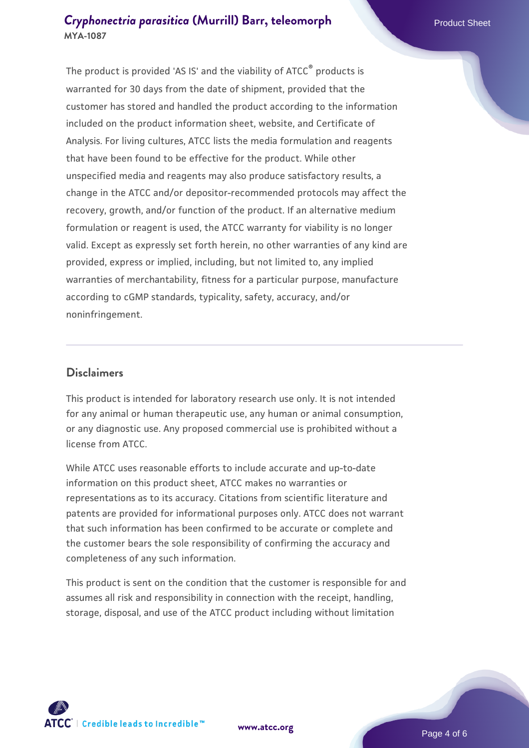The product is provided 'AS IS' and the viability of ATCC® products is warranted for 30 days from the date of shipment, provided that the customer has stored and handled the product according to the information included on the product information sheet, website, and Certificate of Analysis. For living cultures, ATCC lists the media formulation and reagents that have been found to be effective for the product. While other unspecified media and reagents may also produce satisfactory results, a change in the ATCC and/or depositor-recommended protocols may affect the recovery, growth, and/or function of the product. If an alternative medium formulation or reagent is used, the ATCC warranty for viability is no longer valid. Except as expressly set forth herein, no other warranties of any kind are provided, express or implied, including, but not limited to, any implied warranties of merchantability, fitness for a particular purpose, manufacture according to cGMP standards, typicality, safety, accuracy, and/or noninfringement.

## Disclaimers

This product is intended for laboratory research use only. It is not intended for any animal or human therapeutic use, any human or animal consumption, or any diagnostic use. Any proposed commercial use is prohibited without a license from ATCC.

While ATCC uses reasonable efforts to include accurate and up-to-date information on this product sheet, ATCC makes no warranties or representations as to its accuracy. Citations from scientific literature and patents are provided for informational purposes only. ATCC does not warrant that such information has been confirmed to be accurate or complete and the customer bears the sole responsibility of confirming the accuracy and completeness of any such information.

This product is sent on the condition that the customer is responsible for and assumes all risk and responsibility in connection with the receipt, handling, storage, disposal, and use of the ATCC product including without limitation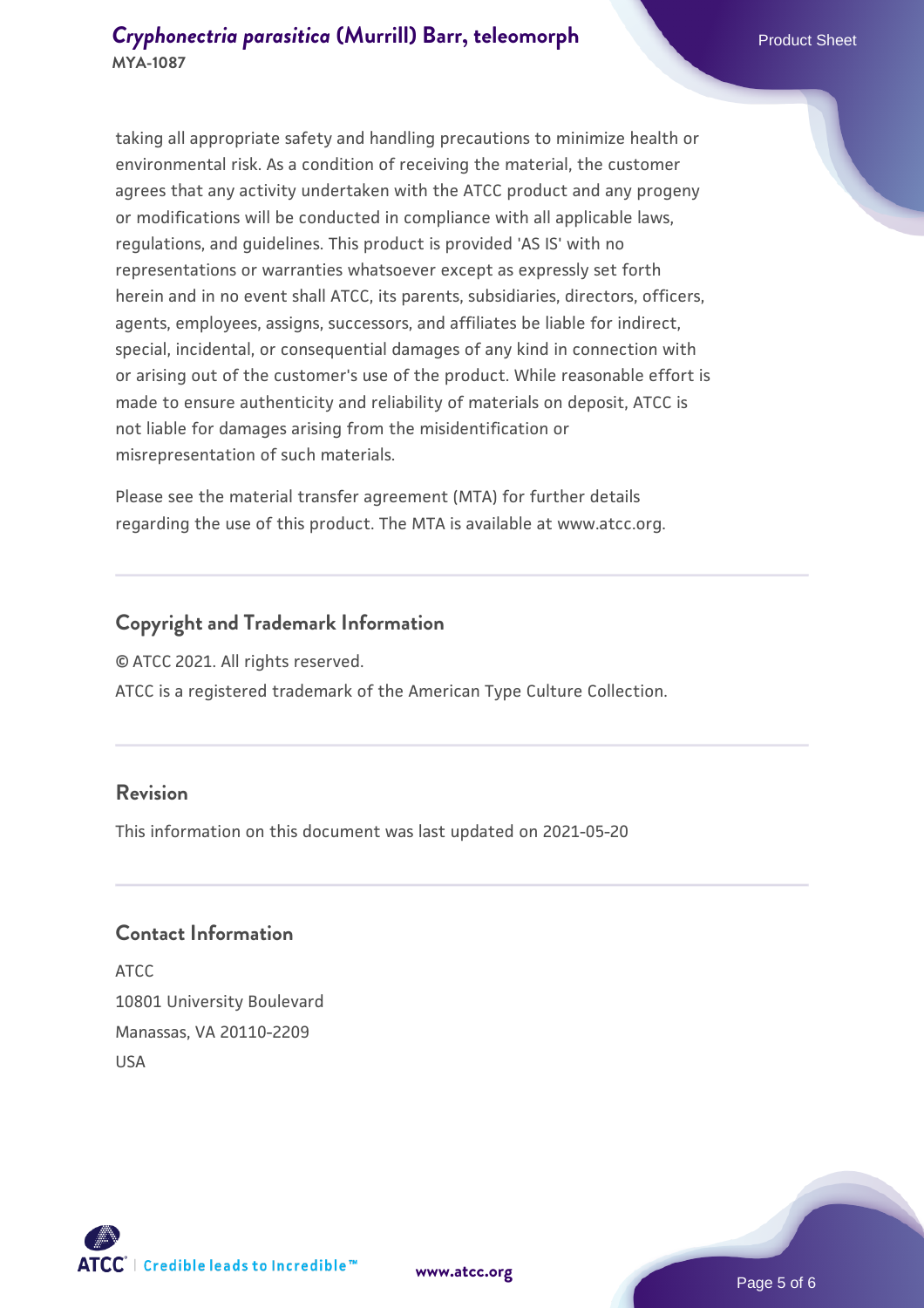taking all appropriate safety and handling precautions to minimize health or environmental risk. As a condition of receiving the material, the customer agrees that any activity undertaken with the ATCC product and any progeny or modifications will be conducted in compliance with all applicable laws, regulations, and guidelines. This product is provided 'AS IS' with no representations or warranties whatsoever except as expressly set forth herein and in no event shall ATCC, its parents, subsidiaries, directors, officers, agents, employees, assigns, successors, and affiliates be liable for indirect, special, incidental, or consequential damages of any kind in connection with or arising out of the customer's use of the product. While reasonable effort is made to ensure authenticity and reliability of materials on deposit, ATCC is not liable for damages arising from the misidentification or misrepresentation of such materials.

Please see the material transfer agreement (MTA) for further details regarding the use of this product. The MTA is available at www.atcc.org.

## Copyright and Trademark Information

© ATCC 2021. All rights reserved.

ATCC is a registered trademark of the American Type Culture Collection.

## Revision

This information on this document was last updated on 2021-05-20

## Contact Information

ATCC
10801 University Boulevard
Manassas, VA 20110-2209
USA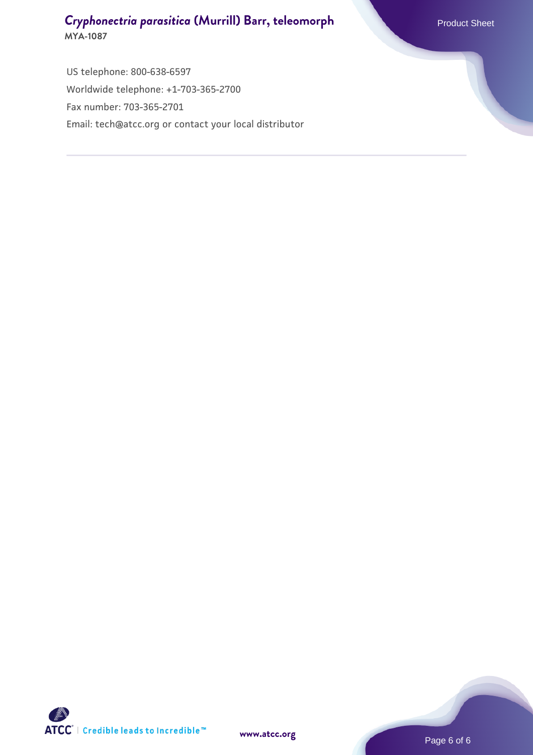US telephone: 800-638-6597

Worldwide telephone: +1-703-365-2700

Fax number: 703-365-2701

Email: tech@atcc.org or contact your local distributor